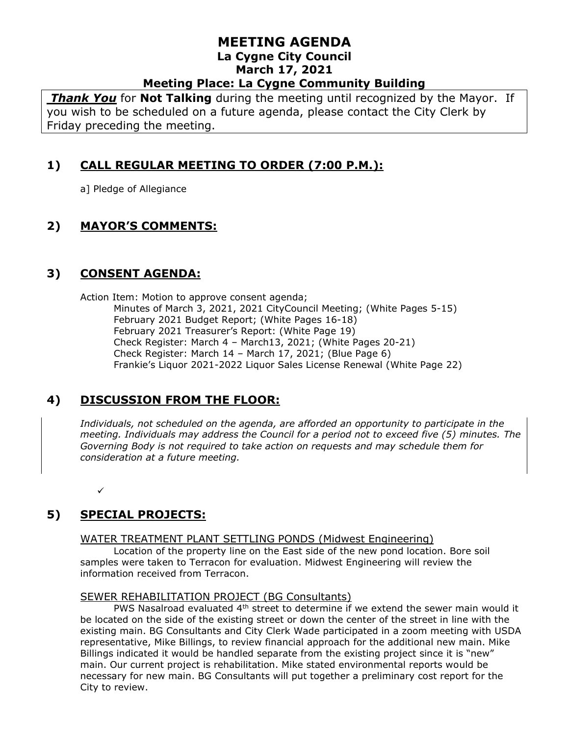# MEETING AGENDA
## La Cygne City Council
## March 17, 2021
## Meeting Place: La Cygne Community Building

***Thank You*** for **Not Talking** during the meeting until recognized by the Mayor. If you wish to be scheduled on a future agenda, please contact the City Clerk by Friday preceding the meeting.

## 1) CALL REGULAR MEETING TO ORDER (7:00 P.M.):

a] Pledge of Allegiance

## 2) MAYOR'S COMMENTS:

## 3) CONSENT AGENDA:

Action Item: Motion to approve consent agenda;

- Minutes of March 3, 2021, 2021 CityCouncil Meeting; (White Pages 5-15)
- February 2021 Budget Report; (White Pages 16-18)
- February 2021 Treasurer's Report: (White Page 19)
- Check Register: March 4 – March13, 2021; (White Pages 20-21)
- Check Register: March 14 – March 17, 2021; (Blue Page 6)
- Frankie's Liquor 2021-2022 Liquor Sales License Renewal (White Page 22)

## 4) DISCUSSION FROM THE FLOOR:

*Individuals, not scheduled on the agenda, are afforded an opportunity to participate in the meeting. Individuals may address the Council for a period not to exceed five (5) minutes. The Governing Body is not required to take action on requests and may schedule them for consideration at a future meeting.*

- ✓

## 5) SPECIAL PROJECTS:

WATER TREATMENT PLANT SETTLING PONDS (Midwest Engineering)

Location of the property line on the East side of the new pond location. Bore soil samples were taken to Terracon for evaluation. Midwest Engineering will review the information received from Terracon.

SEWER REHABILITATION PROJECT (BG Consultants)

PWS Nasalroad evaluated 4th street to determine if we extend the sewer main would it be located on the side of the existing street or down the center of the street in line with the existing main. BG Consultants and City Clerk Wade participated in a zoom meeting with USDA representative, Mike Billings, to review financial approach for the additional new main. Mike Billings indicated it would be handled separate from the existing project since it is "new" main. Our current project is rehabilitation. Mike stated environmental reports would be necessary for new main. BG Consultants will put together a preliminary cost report for the City to review.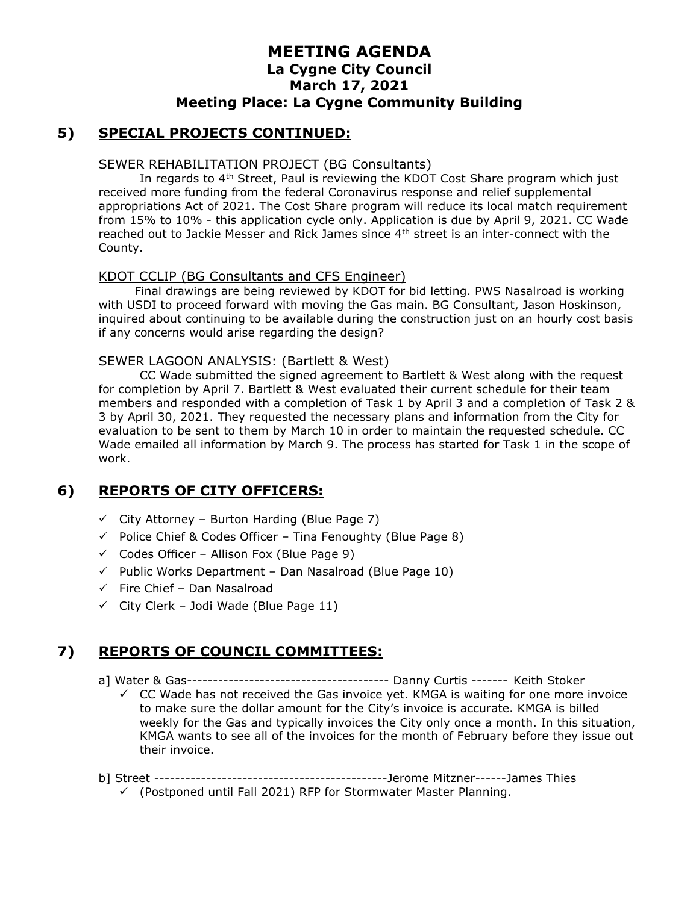# MEETING AGENDA
## La Cygne City Council
## March 17, 2021
## Meeting Place: La Cygne Community Building

## 5) SPECIAL PROJECTS CONTINUED:

SEWER REHABILITATION PROJECT (BG Consultants)

In regards to 4th Street, Paul is reviewing the KDOT Cost Share program which just received more funding from the federal Coronavirus response and relief supplemental appropriations Act of 2021. The Cost Share program will reduce its local match requirement from 15% to 10% - this application cycle only. Application is due by April 9, 2021. CC Wade reached out to Jackie Messer and Rick James since 4th street is an inter-connect with the County.

KDOT CCLIP (BG Consultants and CFS Engineer)

Final drawings are being reviewed by KDOT for bid letting. PWS Nasalroad is working with USDI to proceed forward with moving the Gas main. BG Consultant, Jason Hoskinson, inquired about continuing to be available during the construction just on an hourly cost basis if any concerns would arise regarding the design?

SEWER LAGOON ANALYSIS: (Bartlett & West)

CC Wade submitted the signed agreement to Bartlett & West along with the request for completion by April 7. Bartlett & West evaluated their current schedule for their team members and responded with a completion of Task 1 by April 3 and a completion of Task 2 & 3 by April 30, 2021. They requested the necessary plans and information from the City for evaluation to be sent to them by March 10 in order to maintain the requested schedule. CC Wade emailed all information by March 9. The process has started for Task 1 in the scope of work.

## 6) REPORTS OF CITY OFFICERS:

- ✓ City Attorney – Burton Harding (Blue Page 7)
- ✓ Police Chief & Codes Officer – Tina Fenoughty (Blue Page 8)
- ✓ Codes Officer – Allison Fox (Blue Page 9)
- ✓ Public Works Department – Dan Nasalroad (Blue Page 10)
- ✓ Fire Chief – Dan Nasalroad
- ✓ City Clerk – Jodi Wade (Blue Page 11)

## 7) REPORTS OF COUNCIL COMMITTEES:

a] Water & Gas--------------------------------------- Danny Curtis ------- Keith Stoker

- ✓ CC Wade has not received the Gas invoice yet. KMGA is waiting for one more invoice to make sure the dollar amount for the City's invoice is accurate. KMGA is billed weekly for the Gas and typically invoices the City only once a month. In this situation, KMGA wants to see all of the invoices for the month of February before they issue out their invoice.

b] Street ---------------------------------------------Jerome Mitzner------James Thies

- ✓ (Postponed until Fall 2021) RFP for Stormwater Master Planning.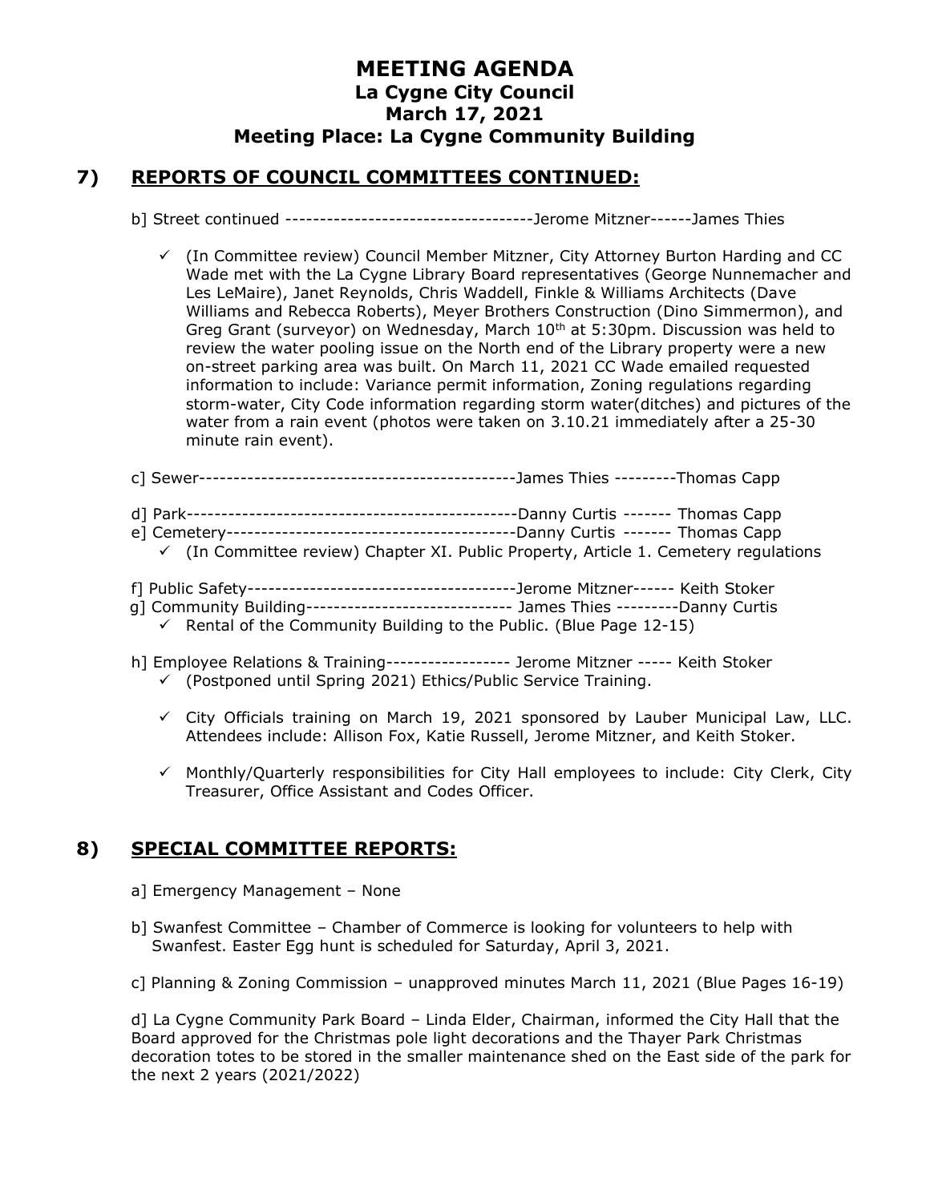# MEETING AGENDA
## La Cygne City Council
## March 17, 2021
## Meeting Place: La Cygne Community Building

## 7) REPORTS OF COUNCIL COMMITTEES CONTINUED:

b] Street continued ------------------------------------Jerome Mitzner------James Thies

- ✓ (In Committee review) Council Member Mitzner, City Attorney Burton Harding and CC Wade met with the La Cygne Library Board representatives (George Nunnemacher and Les LeMaire), Janet Reynolds, Chris Waddell, Finkle & Williams Architects (Dave Williams and Rebecca Roberts), Meyer Brothers Construction (Dino Simmermon), and Greg Grant (surveyor) on Wednesday, March 10th at 5:30pm. Discussion was held to review the water pooling issue on the North end of the Library property were a new on-street parking area was built. On March 11, 2021 CC Wade emailed requested information to include: Variance permit information, Zoning regulations regarding storm-water, City Code information regarding storm water(ditches) and pictures of the water from a rain event (photos were taken on 3.10.21 immediately after a 25-30 minute rain event).

c] Sewer---------------------------------------------James Thies ---------Thomas Capp

d] Park------------------------------------------------Danny Curtis ------- Thomas Capp

e] Cemetery------------------------------------------Danny Curtis ------- Thomas Capp

- ✓ (In Committee review) Chapter XI. Public Property, Article 1. Cemetery regulations

f] Public Safety---------------------------------------Jerome Mitzner------ Keith Stoker

g] Community Building------------------------------ James Thies ---------Danny Curtis

- ✓ Rental of the Community Building to the Public. (Blue Page 12-15)

h] Employee Relations & Training------------------ Jerome Mitzner ----- Keith Stoker

- ✓ (Postponed until Spring 2021) Ethics/Public Service Training.
- ✓ City Officials training on March 19, 2021 sponsored by Lauber Municipal Law, LLC. Attendees include: Allison Fox, Katie Russell, Jerome Mitzner, and Keith Stoker.
- ✓ Monthly/Quarterly responsibilities for City Hall employees to include: City Clerk, City Treasurer, Office Assistant and Codes Officer.

## 8) SPECIAL COMMITTEE REPORTS:

a] Emergency Management – None

b] Swanfest Committee – Chamber of Commerce is looking for volunteers to help with Swanfest. Easter Egg hunt is scheduled for Saturday, April 3, 2021.

c] Planning & Zoning Commission – unapproved minutes March 11, 2021 (Blue Pages 16-19)

d] La Cygne Community Park Board – Linda Elder, Chairman, informed the City Hall that the Board approved for the Christmas pole light decorations and the Thayer Park Christmas decoration totes to be stored in the smaller maintenance shed on the East side of the park for the next 2 years (2021/2022)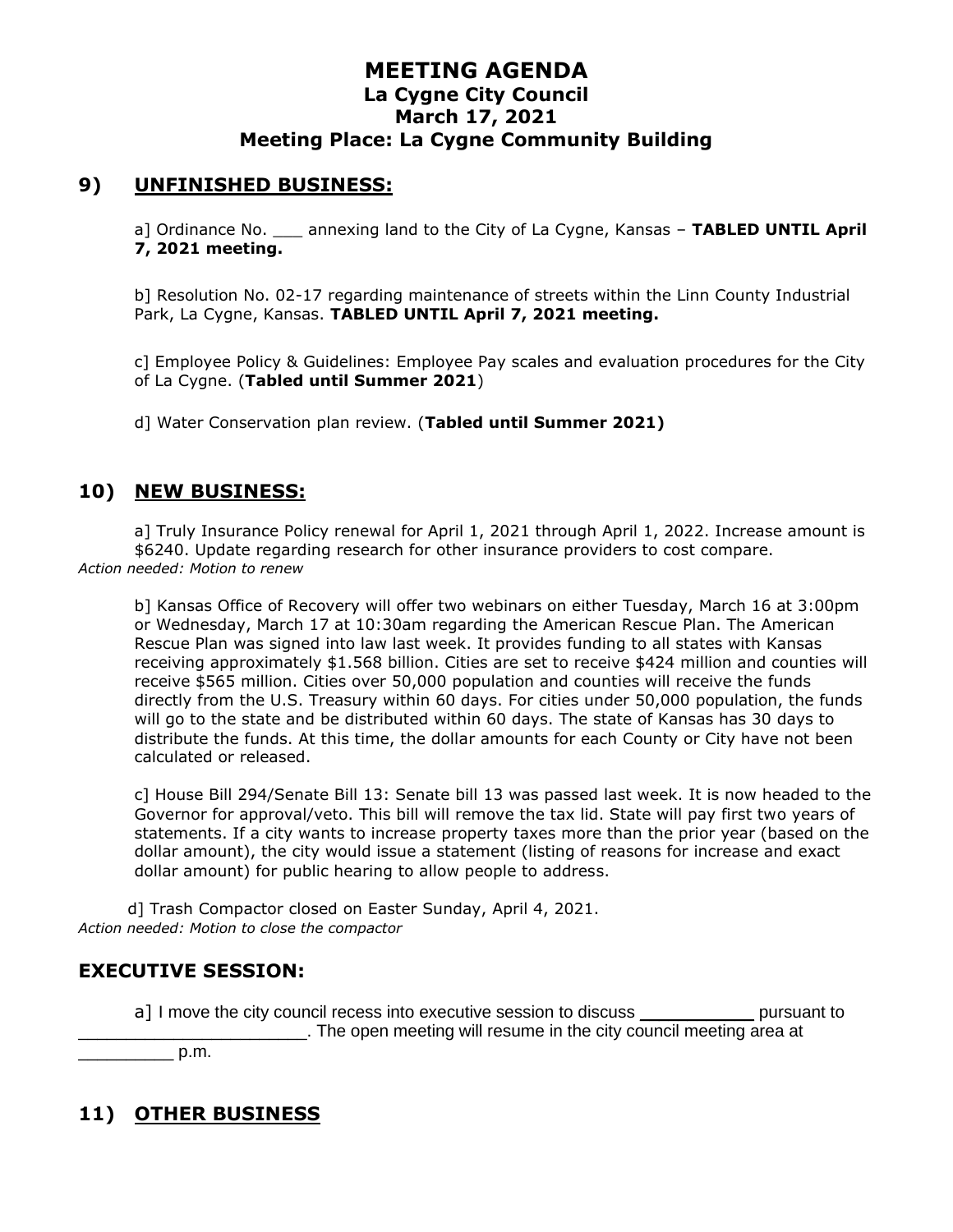# MEETING AGENDA
## La Cygne City Council
## March 17, 2021
## Meeting Place: La Cygne Community Building

## 9) UNFINISHED BUSINESS:

a] Ordinance No. ___ annexing land to the City of La Cygne, Kansas – **TABLED UNTIL April 7, 2021 meeting.**

b] Resolution No. 02-17 regarding maintenance of streets within the Linn County Industrial Park, La Cygne, Kansas. **TABLED UNTIL April 7, 2021 meeting.**

c] Employee Policy & Guidelines: Employee Pay scales and evaluation procedures for the City of La Cygne. (**Tabled until Summer 2021**)

d] Water Conservation plan review. (**Tabled until Summer 2021)**

## 10) NEW BUSINESS:

a] Truly Insurance Policy renewal for April 1, 2021 through April 1, 2022. Increase amount is $6240. Update regarding research for other insurance providers to cost compare.
*Action needed: Motion to renew*

b] Kansas Office of Recovery will offer two webinars on either Tuesday, March 16 at 3:00pm or Wednesday, March 17 at 10:30am regarding the American Rescue Plan. The American Rescue Plan was signed into law last week. It provides funding to all states with Kansas receiving approximately $1.568 billion. Cities are set to receive $424 million and counties will receive $565 million. Cities over 50,000 population and counties will receive the funds directly from the U.S. Treasury within 60 days. For cities under 50,000 population, the funds will go to the state and be distributed within 60 days. The state of Kansas has 30 days to distribute the funds. At this time, the dollar amounts for each County or City have not been calculated or released.

c] House Bill 294/Senate Bill 13: Senate bill 13 was passed last week. It is now headed to the Governor for approval/veto. This bill will remove the tax lid. State will pay first two years of statements. If a city wants to increase property taxes more than the prior year (based on the dollar amount), the city would issue a statement (listing of reasons for increase and exact dollar amount) for public hearing to allow people to address.

d] Trash Compactor closed on Easter Sunday, April 4, 2021.
*Action needed: Motion to close the compactor*

## EXECUTIVE SESSION:

a] I move the city council recess into executive session to discuss ___________ pursuant to ________________________. The open meeting will resume in the city council meeting area at __________ p.m.

## 11) OTHER BUSINESS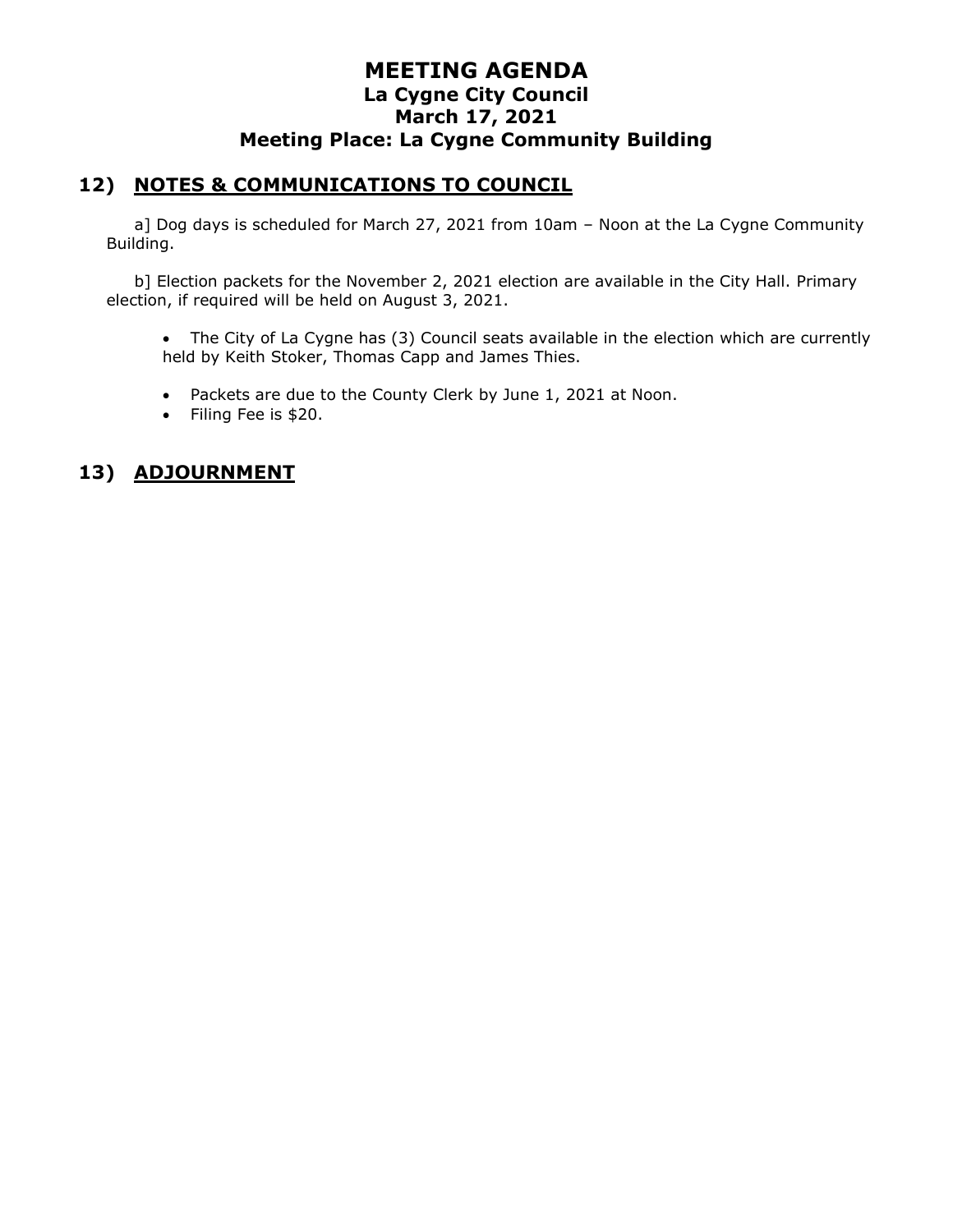# MEETING AGENDA
## La Cygne City Council
## March 17, 2021
## Meeting Place: La Cygne Community Building

## 12) NOTES & COMMUNICATIONS TO COUNCIL

a] Dog days is scheduled for March 27, 2021 from 10am – Noon at the La Cygne Community Building.

b] Election packets for the November 2, 2021 election are available in the City Hall. Primary election, if required will be held on August 3, 2021.

- The City of La Cygne has (3) Council seats available in the election which are currently held by Keith Stoker, Thomas Capp and James Thies.

- Packets are due to the County Clerk by June 1, 2021 at Noon.
- Filing Fee is $20.

## 13) ADJOURNMENT